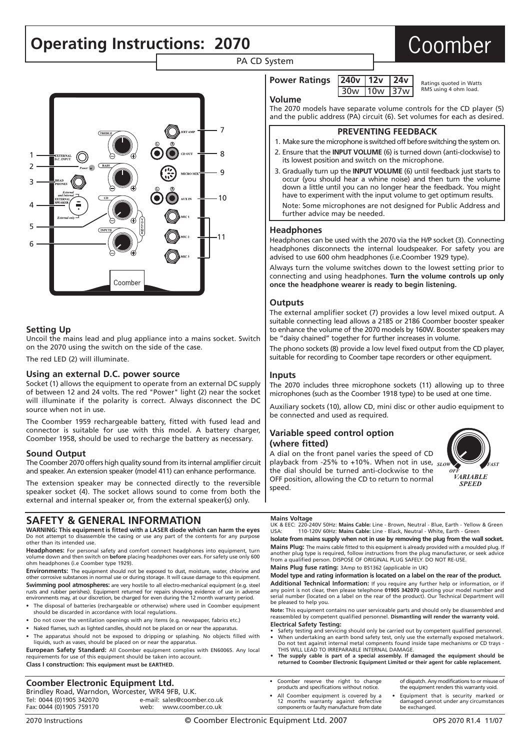# Operating Instructions: 2070

## Coomber

PA CD System

1 EXTERNAL D.C. INPUT
2 Power
3 HEAD PHONES
4 External and Internal EXTERNAL SPEAKER External only
5 CD
6 INPUTS
7 EXT AMP
8 CD OUT
9 MICRO MIX
10 AUX IN
11 MIC 1, MIC 2, MIC 3

### Setting Up

Uncoil the mains lead and plug appliance into a mains socket. Switch on the 2070 using the switch on the side of the case.

The red LED (2) will illuminate.

### Using an external D.C. power source

Socket (1) allows the equipment to operate from an external DC supply of between 12 and 24 volts. The red "Power" light (2) near the socket will illuminate if the polarity is correct. Always disconnect the DC source when not in use.

The Coomber 1959 rechargeable battery, fitted with fused lead and connector is suitable for use with this model. A battery charger, Coomber 1958, should be used to recharge the battery as necessary.

### Sound Output

The Coomber 2070 offers high quality sound from its internal amplifier circuit and speaker. An extension speaker (model 411) can enhance performance.

The extension speaker may be connected directly to the reversible speaker socket (4). The socket allows sound to come from both the external and internal speaker or, from the external speaker(s) only.

### Power Ratings

| 240v | 12v | 24v |
|---|---|---|
| 30w | 10w | 37w |

Ratings quoted in Watts RMS using 4 ohm load.

### Volume

The 2070 models have separate volume controls for the CD player (5) and the public address (PA) circuit (6). Set volumes for each as desired.

#### PREVENTING FEEDBACK

1. Make sure the microphone is switched off before switching the system on.
2. Ensure that the **INPUT VOLUME** (6) is turned down (anti-clockwise) to its lowest position and switch on the microphone.
3. Gradually turn up the **INPUT VOLUME** (6) until feedback just starts to occur (you should hear a whine noise) and then turn the volume down a little until you can no longer hear the feedback. You might have to experiment with the input volume to get optimum results.

Note: Some microphones are not designed for Public Address and further advice may be needed.

### Headphones

Headphones can be used with the 2070 via the H/P socket (3). Connecting headphones disconnects the internal loudspeaker. For safety you are advised to use 600 ohm headphones (i.e.Coomber 1929 type).

Always turn the volume switches down to the lowest setting prior to connecting and using headphones. **Turn the volume controls up only once the headphone wearer is ready to begin listening.**

### Outputs

The external amplifier socket (7) provides a low level mixed output. A suitable connecting lead allows a 2185 or 2186 Coomber booster speaker to enhance the volume of the 2070 models by 160W. Booster speakers may be "daisy chained" together for further increases in volume.

The phono sockets (8) provide a low level fixed output from the CD player, suitable for recording to Coomber tape recorders or other equipment.

### Inputs

The 2070 includes three microphone sockets (11) allowing up to three microphones (such as the Coomber 1918 type) to be used at one time.

Auxiliary sockets (10), allow CD, mini disc or other audio equipment to be connected and used as required.

### Variable speed control option (where fitted)

A dial on the front panel varies the speed of CD playback from -25% to +10%. When not in use, the dial should be turned anti-clockwise to the OFF position, allowing the CD to return to normal speed.

SLOW OFF FAST VARIABLE SPEED

## SAFETY & GENERAL INFORMATION

**WARNING: This equipment is fitted with a LASER diode which can harm the eyes** Do not attempt to disassemble the casing or use any part of the contents for any purpose other than its intended use.

**Headphones:** For personal safety and comfort connect headphones into equipment, turn volume down and then switch on **before** placing headphones over ears. For safety use only 600 ohm headphones (i.e Coomber type 1929).

**Environments:** The equipment should not be exposed to dust, moisture, water, chlorine and other corrosive substances in normal use or during storage. It will cause damage to this equipment.

**Swimming pool atmospheres:** are very hostile to all electro-mechanical equipment (e.g. steel rusts and rubber perishes). Equipment returned for repairs showing evidence of use in adverse environments may, at our discretion, be charged for even during the 12 month warranty period.

- The disposal of batteries (rechargeable or otherwise) where used in Coomber equipment should be discarded in accordance with local regulations.
- Do not cover the ventilation openings with any items (e.g. newspaper, fabrics etc.)
- Naked flames, such as lighted candles, should not be placed on or near the apparatus.
- The apparatus should not be exposed to dripping or splashing. No objects filled with liquids, such as vases, should be placed on or near the apparatus.

**European Safety Standard:** All Coomber equipment complies with EN60065. Any local requirements for use of this equipment should be taken into account.

**Class I construction: This equipment must be EARTHED.**

**Mains Voltage**
UK & EEC: 220-240V 50Hz: **Mains Cable:** Line - Brown, Neutral - Blue, Earth - Yellow & Green
USA: 110-120V 60Hz: **Mains Cable:** Line - Black, Neutral - White, Earth - Green

**Isolate from mains supply when not in use by removing the plug from the wall socket.**

**Mains Plug:** The mains cable fitted to this equipment is already provided with a moulded plug. If another plug type is required, follow instructions from the plug manufacturer, or seek advice from a qualified person. DISPOSE OF ORIGINAL PLUG SAFELY. DO NOT RE-USE.

**Mains Plug fuse rating:** 3Amp to BS1362 (applicable in UK)

**Model type and rating information is located on a label on the rear of the product.**

**Additional Technical Information:** If you require any further help or information, or if any point is not clear, then please telephone **01905 342070** quoting your model number and serial number (located on a label on the rear of the product). Our Technical Department will be pleased to help you.

**Note:** This equipment contains no user serviceable parts and should only be disassembled and reassembled by competent qualified personnel. **Dismantling will render the warranty void.**

**Electrical Safety Testing:**

- Safety testing and servicing should only be carried out by competent qualified personnel.
- When undertaking an earth bond safety test, only use the externally exposed metalwork. Do not test against internal metal compnents found inside tape mechanisms or CD trays - THIS WILL LEAD TO IRREPARABLE INTERNAL DAMAGE.
- **The supply cable is part of a special assembly. If damaged the equipment should be returned to Coomber Electronic Equipment Limited or their agent for cable replacement.**

### Coomber Electronic Equipment Ltd.

Brindley Road, Warndon, Worcester, WR4 9FB, U.K.
Tel: 0044 (0)1905 342070 e-mail: sales@coomber.co.uk
Fax: 0044 (0)1905 759170 web: www.coomber.co.uk

- Coomber reserve the right to change products and specifications without notice.
- All Coomber equipment is covered by a 12 months warranty against defective components or faulty manufacture from date of dispatch. Any modifications to or misuse of the equipment renders this warranty void.
- Equipment that is security marked or damaged cannot under any circumstances be exchanged.

2070 Instructions © Coomber Electronic Equipment Ltd. 2007 OPS 2070 R1.4 11/07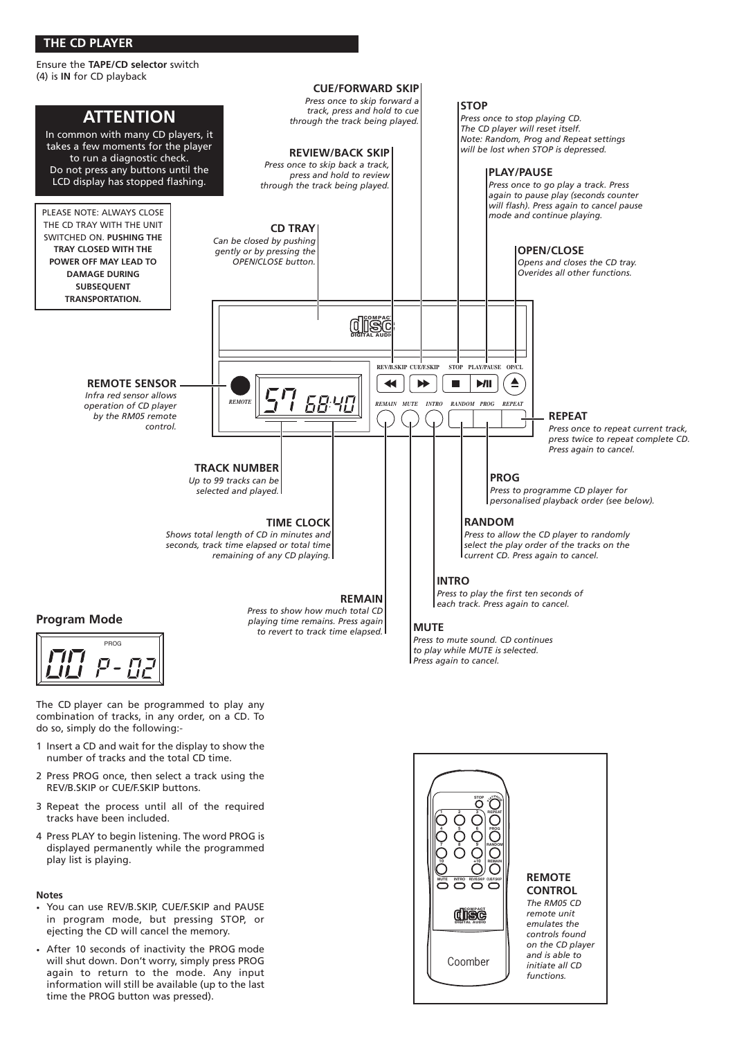## THE CD PLAYER

Ensure the **TAPE/CD selector** switch (4) is **IN** for CD playback

### ATTENTION

In common with many CD players, it takes a few moments for the player to run a diagnostic check. Do not press any buttons until the LCD display has stopped flashing.

PLEASE NOTE: ALWAYS CLOSE THE CD TRAY WITH THE UNIT SWITCHED ON. **PUSHING THE TRAY CLOSED WITH THE POWER OFF MAY LEAD TO DAMAGE DURING SUBSEQUENT TRANSPORTATION.**

**CUE/FORWARD SKIP**
*Press once to skip forward a track, press and hold to cue through the track being played.*

**REVIEW/BACK SKIP**
*Press once to skip back a track, press and hold to review through the track being played.*

**CD TRAY**
*Can be closed by pushing gently or by pressing the OPEN/CLOSE button.*

**STOP**
*Press once to stop playing CD. The CD player will reset itself. Note: Random, Prog and Repeat settings will be lost when STOP is depressed.*

**PLAY/PAUSE**
*Press once to go play a track. Press again to pause play (seconds counter will flash). Press again to cancel pause mode and continue playing.*

**OPEN/CLOSE**
*Opens and closes the CD tray. Overides all other functions.*

REV/B.SKIP CUE/F.SKIP STOP PLAY/PAUSE OP/CL

REMOTE 57 68:40

REMAIN MUTE INTRO RANDOM PROG REPEAT

**REMOTE SENSOR**
*Infra red sensor allows operation of CD player by the RM05 remote control.*

**REPEAT**
*Press once to repeat current track, press twice to repeat complete CD. Press again to cancel.*

**TRACK NUMBER**
*Up to 99 tracks can be selected and played.*

**PROG**
*Press to programme CD player for personalised playback order (see below).*

**TIME CLOCK**
*Shows total length of CD in minutes and seconds, track time elapsed or total time remaining of any CD playing.*

**RANDOM**
*Press to allow the CD player to randomly select the play order of the tracks on the current CD. Press again to cancel.*

**INTRO**
*Press to play the first ten seconds of each track. Press again to cancel.*

**REMAIN**
*Press to show how much total CD playing time remains. Press again to revert to track time elapsed.*

**MUTE**
*Press to mute sound. CD continues to play while MUTE is selected. Press again to cancel.*

## Program Mode

PROG
00 P-02

The CD player can be programmed to play any combination of tracks, in any order, on a CD. To do so, simply do the following:-

1 Insert a CD and wait for the display to show the number of tracks and the total CD time.
2 Press PROG once, then select a track using the REV/B.SKIP or CUE/F.SKIP buttons.
3 Repeat the process until all of the required tracks have been included.
4 Press PLAY to begin listening. The word PROG is displayed permanently while the programmed play list is playing.

**Notes**

- You can use REV/B.SKIP, CUE/F.SKIP and PAUSE in program mode, but pressing STOP, or ejecting the CD will cancel the memory.
- After 10 seconds of inactivity the PROG mode will shut down. Don't worry, simply press PROG again to return to the mode. Any input information will still be available (up to the last time the PROG button was pressed).

**REMOTE CONTROL**
*The RM05 CD remote unit emulates the controls found on the CD player and is able to initiate all CD functions.*

STOP PLAY/PAUSE
1 2 3 REPEAT
4 5 6 PROG
7 8 9 RANDOM
10 +10 REMAIN
MUTE INTRO REV/B.SKIP CUE/F.SKIP
Coomber